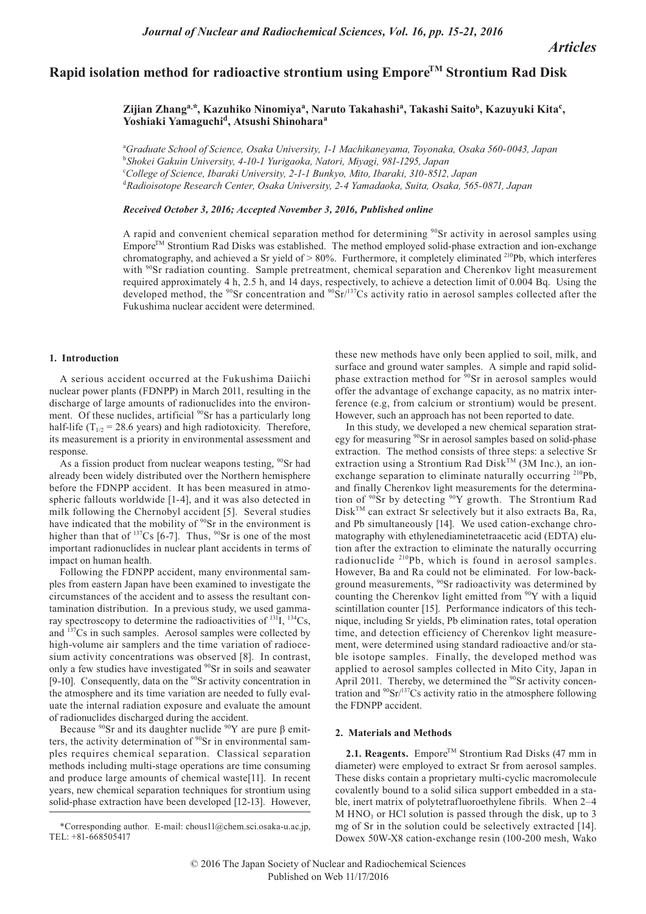# Rapid isolation method for radioactive strontium using Empore™ Strontium Rad Disk

**Zijian Zhang[a,*], Kazuhiko Ninomiya[a], Naruto Takahashi[a], Takashi Saito[b], Kazuyuki Kita[c], Yoshiaki Yamaguchi[d], Atsushi Shinohara[a]**

[a]*Graduate School of Science, Osaka University, 1-1 Machikaneyama, Toyonaka, Osaka 560-0043, Japan*
[b]*Shokei Gakuin University, 4-10-1 Yurigaoka, Natori, Miyagi, 981-1295, Japan*
[c]*College of Science, Ibaraki University, 2-1-1 Bunkyo, Mito, Ibaraki, 310-8512, Japan*
[d]*Radioisotope Research Center, Osaka University, 2-4 Yamadaoka, Suita, Osaka, 565-0871, Japan*

***Received October 3, 2016; Accepted November 3, 2016, Published online***

A rapid and convenient chemical separation method for determining $^{90}$Sr activity in aerosol samples using Empore™ Strontium Rad Disks was established. The method employed solid-phase extraction and ion-exchange chromatography, and achieved a Sr yield of > 80%. Furthermore, it completely eliminated $^{210}$Pb, which interferes with $^{90}$Sr radiation counting. Sample pretreatment, chemical separation and Cherenkov light measurement required approximately 4 h, 2.5 h, and 14 days, respectively, to achieve a detection limit of 0.004 Bq. Using the developed method, the $^{90}$Sr concentration and $^{90}$Sr/$^{137}$Cs activity ratio in aerosol samples collected after the Fukushima nuclear accident were determined.

## 1. Introduction

A serious accident occurred at the Fukushima Daiichi nuclear power plants (FDNPP) in March 2011, resulting in the discharge of large amounts of radionuclides into the environment. Of these nuclides, artificial $^{90}$Sr has a particularly long half-life ($T_{1/2}$ = 28.6 years) and high radiotoxicity. Therefore, its measurement is a priority in environmental assessment and response.

As a fission product from nuclear weapons testing, $^{90}$Sr had already been widely distributed over the Northern hemisphere before the FDNPP accident. It has been measured in atmospheric fallouts worldwide [1-4], and it was also detected in milk following the Chernobyl accident [5]. Several studies have indicated that the mobility of $^{90}$Sr in the environment is higher than that of $^{137}$Cs [6-7]. Thus, $^{90}$Sr is one of the most important radionuclides in nuclear plant accidents in terms of impact on human health.

Following the FDNPP accident, many environmental samples from eastern Japan have been examined to investigate the circumstances of the accident and to assess the resultant contamination distribution. In a previous study, we used gamma-ray spectroscopy to determine the radioactivities of $^{131}$I, $^{134}$Cs, and $^{137}$Cs in such samples. Aerosol samples were collected by high-volume air samplers and the time variation of radiocesium activity concentrations was observed [8]. In contrast, only a few studies have investigated $^{90}$Sr in soils and seawater [9-10]. Consequently, data on the $^{90}$Sr activity concentration in the atmosphere and its time variation are needed to fully evaluate the internal radiation exposure and evaluate the amount of radionuclides discharged during the accident.

Because $^{90}$Sr and its daughter nuclide $^{90}$Y are pure β emitters, the activity determination of $^{90}$Sr in environmental samples requires chemical separation. Classical separation methods including multi-stage operations are time consuming and produce large amounts of chemical waste[11]. In recent years, new chemical separation techniques for strontium using solid-phase extraction have been developed [12-13]. However, these new methods have only been applied to soil, milk, and surface and ground water samples. A simple and rapid solid-phase extraction method for $^{90}$Sr in aerosol samples would offer the advantage of exchange capacity, as no matrix interference (e.g, from calcium or strontium) would be present. However, such an approach has not been reported to date.

In this study, we developed a new chemical separation strategy for measuring $^{90}$Sr in aerosol samples based on solid-phase extraction. The method consists of three steps: a selective Sr extraction using a Strontium Rad Disk™ (3M Inc.), an ion-exchange separation to eliminate naturally occurring $^{210}$Pb, and finally Cherenkov light measurements for the determination of $^{90}$Sr by detecting $^{90}$Y growth. The Strontium Rad Disk™ can extract Sr selectively but it also extracts Ba, Ra, and Pb simultaneously [14]. We used cation-exchange chromatography with ethylenediaminetetraacetic acid (EDTA) elution after the extraction to eliminate the naturally occurring radionuclide $^{210}$Pb, which is found in aerosol samples. However, Ba and Ra could not be eliminated. For low-background measurements, $^{90}$Sr radioactivity was determined by counting the Cherenkov light emitted from $^{90}$Y with a liquid scintillation counter [15]. Performance indicators of this technique, including Sr yields, Pb elimination rates, total operation time, and detection efficiency of Cherenkov light measurement, were determined using standard radioactive and/or stable isotope samples. Finally, the developed method was applied to aerosol samples collected in Mito City, Japan in April 2011. Thereby, we determined the $^{90}$Sr activity concentration and $^{90}$Sr/$^{137}$Cs activity ratio in the atmosphere following the FDNPP accident.

## 2. Materials and Methods

**2.1. Reagents.** Empore™ Strontium Rad Disks (47 mm in diameter) were employed to extract Sr from aerosol samples. These disks contain a proprietary multi-cyclic macromolecule covalently bound to a solid silica support embedded in a stable, inert matrix of polytetrafluoroethylene fibrils. When 2–4 M $HNO_3$ or HCl solution is passed through the disk, up to 3 mg of Sr in the solution could be selectively extracted [14]. Dowex 50W-X8 cation-exchange resin (100-200 mesh, Wako

*Corresponding author. E-mail: chous11@chem.sci.osaka-u.ac.jp, TEL: +81-668505417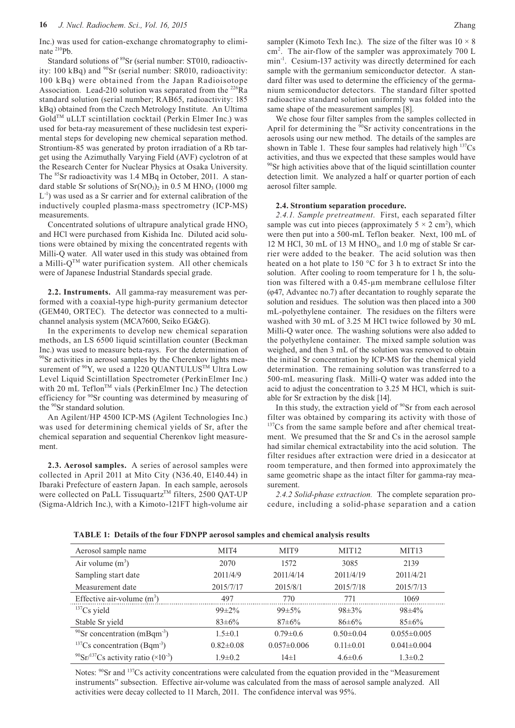Inc.) was used for cation-exchange chromatography to eliminate $^{210}Pb$.

Standard solutions of $^{89}Sr$ (serial number: ST010, radioactivity: 100 kBq) and $^{90}Sr$ (serial number: SR010, radioactivity: 100 kBq) were obtained from the Japan Radioisotope Association. Lead-210 solution was separated from the $^{226}Ra$ standard solution (serial number; RAB65, radioactivity: 185 kBq) obtained from the Czech Metrology Institute. An Ultima Gold$^{TM}$ uLLT scintillation cocktail (Perkin Elmer Inc.) was used for beta-ray measurement of these nuclidesin test experimental steps for developing new chemical separation method. Strontium-85 was generated by proton irradiation of a Rb target using the Azimuthally Varying Field (AVF) cyclotron of at the Research Center for Nuclear Physics at Osaka University. The $^{85}Sr$ radioactivity was 1.4 MBq in October, 2011. A standard stable Sr solutions of $Sr(NO_3)_2$ in 0.5 M $HNO_3$ (1000 mg $L^{-1}$) was used as a Sr carrier and for external calibration of the inductively coupled plasma-mass spectrometry (ICP-MS) measurements.

Concentrated solutions of ultrapure analytical grade $HNO_3$ and HCl were purchased from Kishida Inc. Diluted acid solutions were obtained by mixing the concentrated regents with Milli-Q water. All water used in this study was obtained from a Milli-Q$^{TM}$ water purification system. All other chemicals were of Japanese Industrial Standards special grade.

**2.2. Instruments.** All gamma-ray measurement was performed with a coaxial-type high-purity germanium detector (GEM40, ORTEC). The detector was connected to a multichannel analysis system (MCA7600, Seiko EG&G).

In the experiments to develop new chemical separation methods, an LS 6500 liquid scintillation counter (Beckman Inc.) was used to measure beta-rays. For the determination of $^{90}Sr$ activities in aerosol samples by the Cherenkov lights measurement of $^{90}Y$, we used a 1220 QUANTULUS$^{TM}$ Ultra Low Level Liquid Scintillation Spectrometer (PerkinElmer Inc.) with 20 mL Teflon$^{TM}$ vials (PerkinElmer Inc.) The detection efficiency for $^{90}Sr$ counting was determined by measuring of the $^{90}Sr$ standard solution.

An Agilent/HP 4500 ICP-MS (Agilent Technologies Inc.) was used for determining chemical yields of Sr, after the chemical separation and sequential Cherenkov light measurement.

**2.3. Aerosol samples.** A series of aerosol samples were collected in April 2011 at Mito City (N36.40, E140.44) in Ibaraki Prefecture of eastern Japan. In each sample, aerosols were collected on PaLL Tissuquartz$^{TM}$ filters, 2500 QAT-UP (Sigma-Aldrich Inc.), with a Kimoto-121FT high-volume air sampler (Kimoto Texh Inc.). The size of the filter was $10 \times 8$ $cm^2$. The air-flow of the sampler was approximately 700 L $min^{-1}$. Cesium-137 activity was directly determined for each sample with the germanium semiconductor detector. A standard filter was used to determine the efficiency of the germanium semiconductor detectors. The standard filter spotted radioactive standard solution uniformly was folded into the same shape of the measurement samples [8].

We chose four filter samples from the samples collected in April for determining the $^{90}Sr$ activity concentrations in the aerosols using our new method. The details of the samples are shown in Table 1. These four samples had relatively high $^{137}Cs$ activities, and thus we expected that these samples would have $^{90}Sr$ high activities above that of the liquid scintillation counter detection limit. We analyzed a half or quarter portion of each aerosol filter sample.

**2.4. Strontium separation procedure.**

*2.4.1. Sample pretreatment.* First, each separated filter sample was cut into pieces (approximately $5 \times 2$ $cm^2$), which were then put into a 500-mL Teflon beaker. Next, 100 mL of 12 M HCl, 30 mL of 13 M $HNO_3$, and 1.0 mg of stable Sr carrier were added to the beaker. The acid solution was then heated on a hot plate to 150 °C for 3 h to extract Sr into the solution. After cooling to room temperature for 1 h, the solution was filtered with a 0.45-μm membrane cellulose filter (φ47, Advantec no.7) after decantation to roughly separate the solution and residues. The solution was then placed into a 300 mL-polyethylene container. The residues on the filters were washed with 30 mL of 3.25 M HCl twice followed by 30 mL Milli-Q water once. The washing solutions were also added to the polyethylene container. The mixed sample solution was weighed, and then 3 mL of the solution was removed to obtain the initial Sr concentration by ICP-MS for the chemical yield determination. The remaining solution was transferred to a 500-mL measuring flask. Milli-Q water was added into the acid to adjust the concentration to 3.25 M HCl, which is suitable for Sr extraction by the disk [14].

In this study, the extraction yield of $^{90}Sr$ from each aerosol filter was obtained by comparing its activity with those of $^{137}Cs$ from the same sample before and after chemical treatment. We presumed that the Sr and Cs in the aerosol sample had similar chemical extractability into the acid solution. The filter residues after extraction were dried in a desiccator at room temperature, and then formed into approximately the same geometric shape as the intact filter for gamma-ray measurement.

*2.4.2 Solid-phase extraction.* The complete separation procedure, including a solid-phase separation and a cation

**TABLE 1: Details of the four FDNPP aerosol samples and chemical analysis results**

| Aerosol sample name | MIT4 | MIT9 | MIT12 | MIT13 |
|---|---|---|---|---|
| Air volume ($m^3$) | 2070 | 1572 | 3085 | 2139 |
| Sampling start date | 2011/4/9 | 2011/4/14 | 2011/4/19 | 2011/4/21 |
| Measurement date | 2015/7/17 | 2015/8/1 | 2015/7/18 | 2015/7/13 |
| Effective air-volume ($m^3$) | 497 | 770 | 771 | 1069 |
| $^{137}Cs$ yield | 99±2% | 99±5% | 98±3% | 98±4% |
| Stable Sr yield | 83±6% | 87±6% | 86±6% | 85±6% |
| $^{90}Sr$ concentration ($mBqm^{-3}$) | 1.5±0.1 | 0.79±0.6 | 0.50±0.04 | 0.055±0.005 |
| $^{137}Cs$ concentration ($Bqm^{-3}$) | 0.82±0.08 | 0.057±0.006 | 0.11±0.01 | 0.041±0.004 |
| $^{90}Sr/^{137}Cs$ activity ratio ($\times 10^{-3}$) | 1.9±0.2 | 14±1 | 4.6±0.6 | 1.3±0.2 |

Notes: $^{90}Sr$ and $^{137}Cs$ activity concentrations were calculated from the equation provided in the "Measurement instruments" subsection. Effective air-volume was calculated from the mass of aerosol sample analyzed. All activities were decay collected to 11 March, 2011. The confidence interval was 95%.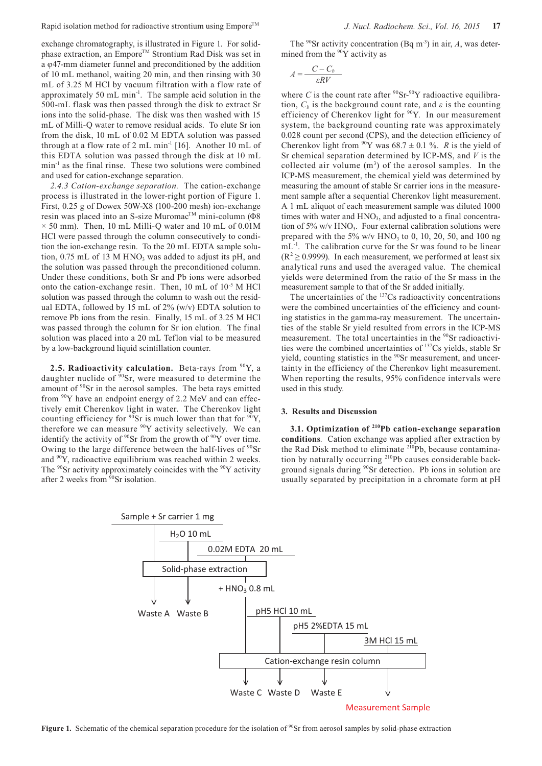exchange chromatography, is illustrated in Figure 1. For solid-phase extraction, an Empore™ Strontium Rad Disk was set in a φ47-mm diameter funnel and preconditioned by the addition of 10 mL methanol, waiting 20 min, and then rinsing with 30 mL of 3.25 M HCl by vacuum filtration with a flow rate of approximately 50 mL $min^{-1}$. The sample acid solution in the 500-mL flask was then passed through the disk to extract Sr ions into the solid-phase. The disk was then washed with 15 mL of Milli-Q water to remove residual acids. To elute Sr ion from the disk, 10 mL of 0.02 M EDTA solution was passed through at a flow rate of 2 mL $min^{-1}$ [16]. Another 10 mL of this EDTA solution was passed through the disk at 10 mL $min^{-1}$ as the final rinse. These two solutions were combined and used for cation-exchange separation.

*2.4.3 Cation-exchange separation.* The cation-exchange process is illustrated in the lower-right portion of Figure 1. First, 0.25 g of Dowex 50W-X8 (100-200 mesh) ion-exchange resin was placed into an S-size Muromac™ mini-column (Φ8 × 50 mm). Then, 10 mL Milli-Q water and 10 mL of 0.01M HCl were passed through the column consecutively to condition the ion-exchange resin. To the 20 mL EDTA sample solution, 0.75 mL of 13 M $HNO_3$ was added to adjust its pH, and the solution was passed through the preconditioned column. Under these conditions, both Sr and Pb ions were adsorbed onto the cation-exchange resin. Then, 10 mL of $10^{-5}$ M HCl solution was passed through the column to wash out the residual EDTA, followed by 15 mL of 2% (w/v) EDTA solution to remove Pb ions from the resin. Finally, 15 mL of 3.25 M HCl was passed through the column for Sr ion elution. The final solution was placed into a 20 mL Teflon vial to be measured by a low-background liquid scintillation counter.

**2.5. Radioactivity calculation.** Beta-rays from $^{90}Y$, a daughter nuclide of $^{90}Sr$, were measured to determine the amount of $^{90}Sr$ in the aerosol samples. The beta rays emitted from $^{90}Y$ have an endpoint energy of 2.2 MeV and can effectively emit Cherenkov light in water. The Cherenkov light counting efficiency for $^{90}Sr$ is much lower than that for $^{90}Y$, therefore we can measure $^{90}Y$ activity selectively. We can identify the activity of $^{90}Sr$ from the growth of $^{90}Y$ over time. Owing to the large difference between the half-lives of $^{90}Sr$ and $^{90}Y$, radioactive equilibrium was reached within 2 weeks. The $^{90}Sr$ activity approximately coincides with the $^{90}Y$ activity after 2 weeks from $^{90}Sr$ isolation.

The $^{90}Sr$ activity concentration (Bq $m^{-3}$) in air, $A$, was determined from the $^{90}Y$ activity as

$$A = \frac{C - C_b}{\varepsilon R V}$$

where $C$ is the count rate after $^{90}Sr$-$^{90}Y$ radioactive equilibration, $C_b$ is the background count rate, and $\varepsilon$ is the counting efficiency of Cherenkov light for $^{90}Y$. In our measurement system, the background counting rate was approximately 0.028 count per second (CPS), and the detection efficiency of Cherenkov light from $^{90}Y$ was 68.7 ± 0.1 %. $R$ is the yield of Sr chemical separation determined by ICP-MS, and $V$ is the collected air volume ($m^3$) of the aerosol samples. In the ICP-MS measurement, the chemical yield was determined by measuring the amount of stable Sr carrier ions in the measurement sample after a sequential Cherenkov light measurement. A 1 mL aliquot of each measurement sample was diluted 1000 times with water and $HNO_3$, and adjusted to a final concentration of 5% w/v $HNO_3$. Four external calibration solutions were prepared with the 5% w/v $HNO_3$ to 0, 10, 20, 50, and 100 ng $mL^{-1}$. The calibration curve for the Sr was found to be linear ($R^2 \geq 0.9999$). In each measurement, we performed at least six analytical runs and used the averaged value. The chemical yields were determined from the ratio of the Sr mass in the measurement sample to that of the Sr added initially.

The uncertainties of the $^{137}Cs$ radioactivity concentrations were the combined uncertainties of the efficiency and counting statistics in the gamma-ray measurement. The uncertainties of the stable Sr yield resulted from errors in the ICP-MS measurement. The total uncertainties in the $^{90}Sr$ radioactivities were the combined uncertainties of $^{137}Cs$ yields, stable Sr yield, counting statistics in the $^{90}Sr$ measurement, and uncertainty in the efficiency of the Cherenkov light measurement. When reporting the results, 95% confidence intervals were used in this study.

## 3. Results and Discussion

**3.1. Optimization of $^{210}Pb$ cation-exchange separation conditions**. Cation exchange was applied after extraction by the Rad Disk method to eliminate $^{210}Pb$, because contamination by naturally occurring $^{210}Pb$ causes considerable background signals during $^{90}Sr$ detection. Pb ions in solution are usually separated by precipitation in a chromate form at pH

Sample + Sr carrier 1 mg; $H_2O$ 10 mL; 0.02M EDTA 20 mL; Solid-phase extraction; Waste A; Waste B; + $HNO_3$ 0.8 mL; pH5 HCl 10 mL; pH5 2%EDTA 15 mL; 3M HCl 15 mL; Cation-exchange resin column; Waste C; Waste D; Waste E; Measurement Sample

**Figure 1.** Schematic of the chemical separation procedure for the isolation of $^{90}Sr$ from aerosol samples by solid-phase extraction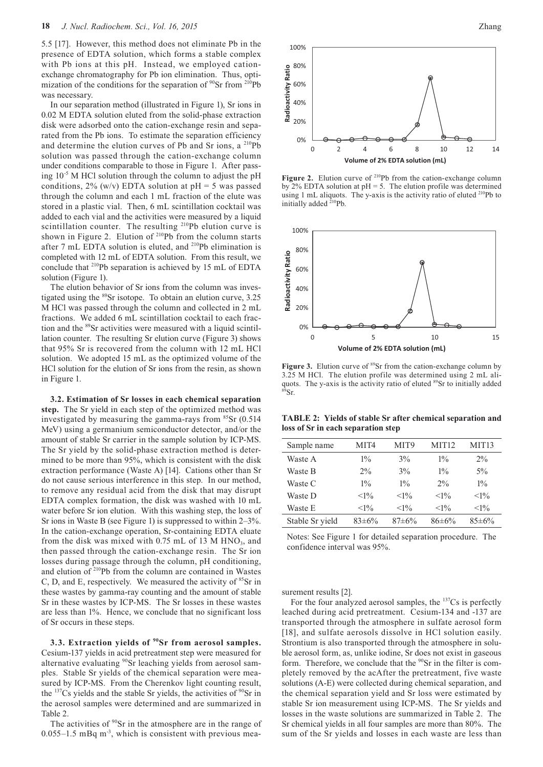5.5 [17]. However, this method does not eliminate Pb in the presence of EDTA solution, which forms a stable complex with Pb ions at this pH. Instead, we employed cation-exchange chromatography for Pb ion elimination. Thus, optimization of the conditions for the separation of $^{90}$Sr from $^{210}$Pb was necessary.

In our separation method (illustrated in Figure 1), Sr ions in 0.02 M EDTA solution eluted from the solid-phase extraction disk were adsorbed onto the cation-exchange resin and separated from the Pb ions. To estimate the separation efficiency and determine the elution curves of Pb and Sr ions, a $^{210}$Pb solution was passed through the cation-exchange column under conditions comparable to those in Figure 1. After passing $10^{-5}$ M HCl solution through the column to adjust the pH conditions, 2% (w/v) EDTA solution at pH = 5 was passed through the column and each 1 mL fraction of the elute was stored in a plastic vial. Then, 6 mL scintillation cocktail was added to each vial and the activities were measured by a liquid scintillation counter. The resulting $^{210}$Pb elution curve is shown in Figure 2. Elution of $^{210}$Pb from the column starts after 7 mL EDTA solution is eluted, and $^{210}$Pb elimination is completed with 12 mL of EDTA solution. From this result, we conclude that $^{210}$Pb separation is achieved by 15 mL of EDTA solution (Figure 1).

The elution behavior of Sr ions from the column was investigated using the $^{89}$Sr isotope. To obtain an elution curve, 3.25 M HCl was passed through the column and collected in 2 mL fractions. We added 6 mL scintillation cocktail to each fraction and the $^{89}$Sr activities were measured with a liquid scintillation counter. The resulting Sr elution curve (Figure 3) shows that 95% Sr is recovered from the column with 12 mL HCl solution. We adopted 15 mL as the optimized volume of the HCl solution for the elution of Sr ions from the resin, as shown in Figure 1.

**Figure 2.** Elution curve of $^{210}$Pb from the cation-exchange column by 2% EDTA solution at pH = 5. The elution profile was determined using 1 mL aliquots. The y-axis is the activity ratio of eluted $^{210}$Pb to initially added $^{210}$Pb.

**Figure 3.** Elution curve of $^{89}$Sr from the cation-exchange column by 3.25 M HCl. The elution profile was determined using 2 mL aliquots. The y-axis is the activity ratio of eluted $^{89}$Sr to initially added $^{89}$Sr.

**3.2. Estimation of Sr losses in each chemical separation step.** The Sr yield in each step of the optimized method was investigated by measuring the gamma-rays from $^{85}$Sr (0.514 MeV) using a germanium semiconductor detector, and/or the amount of stable Sr carrier in the sample solution by ICP-MS. The Sr yield by the solid-phase extraction method is determined to be more than 95%, which is consistent with the disk extraction performance (Waste A) [14]. Cations other than Sr do not cause serious interference in this step. In our method, to remove any residual acid from the disk that may disrupt EDTA complex formation, the disk was washed with 10 mL water before Sr ion elution. With this washing step, the loss of Sr ions in Waste B (see Figure 1) is suppressed to within 2–3%. In the cation-exchange operation, Sr-containing EDTA eluate from the disk was mixed with 0.75 mL of 13 M $HNO_3$, and then passed through the cation-exchange resin. The Sr ion losses during passage through the column, pH conditioning, and elution of $^{210}$Pb from the column are contained in Wastes C, D, and E, respectively. We measured the activity of $^{85}$Sr in these wastes by gamma-ray counting and the amount of stable Sr in these wastes by ICP-MS. The Sr losses in these wastes are less than 1%. Hence, we conclude that no significant loss of Sr occurs in these steps.

**3.3. Extraction yields of $^{90}$Sr from aerosol samples.** Cesium-137 yields in acid pretreatment step were measured for alternative evaluating $^{90}$Sr leaching yields from aerosol samples. Stable Sr yields of the chemical separation were measured by ICP-MS. From the Cherenkov light counting result, the $^{137}$Cs yields and the stable Sr yields, the activities of $^{90}$Sr in the aerosol samples were determined and are summarized in Table 2.

The activities of $^{90}$Sr in the atmosphere are in the range of 0.055–1.5 mBq m$^{-3}$, which is consistent with previous measurement results [2].

**TABLE 2: Yields of stable Sr after chemical separation and loss of Sr in each separation step**

| Sample name | MIT4 | MIT9 | MIT12 | MIT13 |
|---|---|---|---|---|
| Waste A | 1% | 3% | 1% | 2% |
| Waste B | 2% | 3% | 1% | 5% |
| Waste C | 1% | 1% | 2% | 1% |
| Waste D | <1% | <1% | <1% | <1% |
| Waste E | <1% | <1% | <1% | <1% |
| Stable Sr yield | 83±6% | 87±6% | 86±6% | 85±6% |

Notes: See Figure 1 for detailed separation procedure. The confidence interval was 95%.

For the four analyzed aerosol samples, the $^{137}$Cs is perfectly leached during acid pretreatment. Cesium-134 and -137 are transported through the atmosphere in sulfate aerosol form [18], and sulfate aerosols dissolve in HCl solution easily. Strontium is also transported through the atmosphere in soluble aerosol form, as, unlike iodine, Sr does not exist in gaseous form. Therefore, we conclude that the $^{90}$Sr in the filter is completely removed by the acAfter the pretreatment, five waste solutions (A-E) were collected during chemical separation, and the chemical separation yield and Sr loss were estimated by stable Sr ion measurement using ICP-MS. The Sr yields and losses in the waste solutions are summarized in Table 2. The Sr chemical yields in all four samples are more than 80%. The sum of the Sr yields and losses in each waste are less than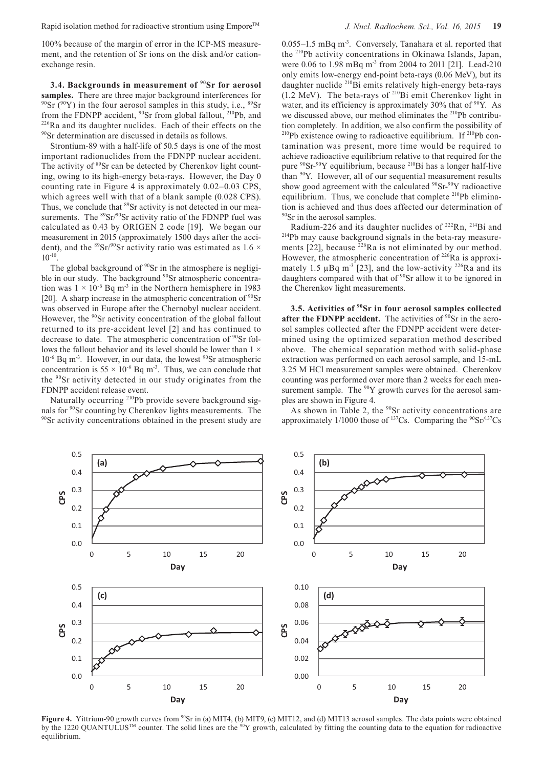100% because of the margin of error in the ICP-MS measurement, and the retention of Sr ions on the disk and/or cation-exchange resin.

**3.4. Backgrounds in measurement of $^{90}$Sr for aerosol samples.** There are three major background interferences for $^{90}$Sr ($^{90}$Y) in the four aerosol samples in this study, i.e., $^{89}$Sr from the FDNPP accident, $^{90}$Sr from global fallout, $^{210}$Pb, and $^{226}$Ra and its daughter nuclides. Each of their effects on the $^{90}$Sr determination are discussed in details as follows.

Strontium-89 with a half-life of 50.5 days is one of the most important radionuclides from the FDNPP nuclear accident. The activity of $^{89}$Sr can be detected by Cherenkov light counting, owing to its high-energy beta-rays. However, the Day 0 counting rate in Figure 4 is approximately 0.02–0.03 CPS, which agrees well with that of a blank sample (0.028 CPS). Thus, we conclude that $^{89}$Sr activity is not detected in our measurements. The $^{89}$Sr/$^{90}$Sr activity ratio of the FDNPP fuel was calculated as 0.43 by ORIGEN 2 code [19]. We began our measurement in 2015 (approximately 1500 days after the accident), and the $^{89}$Sr/$^{90}$Sr activity ratio was estimated as $1.6 \times 10^{-10}$.

The global background of $^{90}$Sr in the atmosphere is negligible in our study. The background $^{90}$Sr atmospheric concentration was $1 \times 10^{-6}$ Bq m$^{-3}$ in the Northern hemisphere in 1983 [20]. A sharp increase in the atmospheric concentration of $^{90}$Sr was observed in Europe after the Chernobyl nuclear accident. However, the $^{90}$Sr activity concentration of the global fallout returned to its pre-accident level [2] and has continued to decrease to date. The atmospheric concentration of $^{90}$Sr follows the fallout behavior and its level should be lower than $1 \times 10^{-6}$ Bq m$^{-3}$. However, in our data, the lowest $^{90}$Sr atmospheric concentration is $55 \times 10^{-6}$ Bq m$^{-3}$. Thus, we can conclude that the $^{90}$Sr activity detected in our study originates from the FDNPP accident release event.

Naturally occurring $^{210}$Pb provide severe background signals for $^{90}$Sr counting by Cherenkov lights measurements. The $^{90}$Sr activity concentrations obtained in the present study are 0.055–1.5 mBq m$^{-3}$. Conversely, Tanahara et al. reported that the $^{210}$Pb activity concentrations in Okinawa Islands, Japan, were 0.06 to 1.98 mBq m$^{-3}$ from 2004 to 2011 [21]. Lead-210 only emits low-energy end-point beta-rays (0.06 MeV), but its daughter nuclide $^{210}$Bi emits relatively high-energy beta-rays (1.2 MeV). The beta-rays of $^{210}$Bi emit Cherenkov light in water, and its efficiency is approximately 30% that of $^{90}$Y. As we discussed above, our method eliminates the $^{210}$Pb contribution completely. In addition, we also confirm the possibility of $^{210}$Pb existence owing to radioactive equilibrium. If $^{210}$Pb contamination was present, more time would be required to achieve radioactive equilibrium relative to that required for the pure $^{90}$Sr-$^{90}$Y equilibrium, because $^{210}$Bi has a longer half-live than $^{90}$Y. However, all of our sequential measurement results show good agreement with the calculated $^{90}$Sr-$^{90}$Y radioactive equilibrium. Thus, we conclude that complete $^{210}$Pb elimination is achieved and thus does affected our determination of $^{90}$Sr in the aerosol samples.

Radium-226 and its daughter nuclides of $^{222}$Rn, $^{214}$Bi and $^{214}$Pb may cause background signals in the beta-ray measurements [22], because $^{226}$Ra is not eliminated by our method. However, the atmospheric concentration of $^{226}$Ra is approximately 1.5 μBq m$^{-3}$ [23], and the low-activity $^{226}$Ra and its daughters compared with that of $^{90}$Sr allow it to be ignored in the Cherenkov light measurements.

**3.5. Activities of $^{90}$Sr in four aerosol samples collected after the FDNPP accident.** The activities of $^{90}$Sr in the aerosol samples collected after the FDNPP accident were determined using the optimized separation method described above. The chemical separation method with solid-phase extraction was performed on each aerosol sample, and 15-mL 3.25 M HCl measurement samples were obtained. Cherenkov counting was performed over more than 2 weeks for each measurement sample. The $^{90}$Y growth curves for the aerosol samples are shown in Figure 4.

As shown in Table 2, the $^{90}$Sr activity concentrations are approximately 1/1000 those of $^{137}$Cs. Comparing the $^{90}$Sr/$^{137}$Cs

**Figure 4.** Yittrium-90 growth curves from $^{90}$Sr in (a) MIT4, (b) MIT9, (c) MIT12, and (d) MIT13 aerosol samples. The data points were obtained by the 1220 QUANTULUS™ counter. The solid lines are the $^{90}$Y growth, calculated by fitting the counting data to the equation for radioactive equilibrium.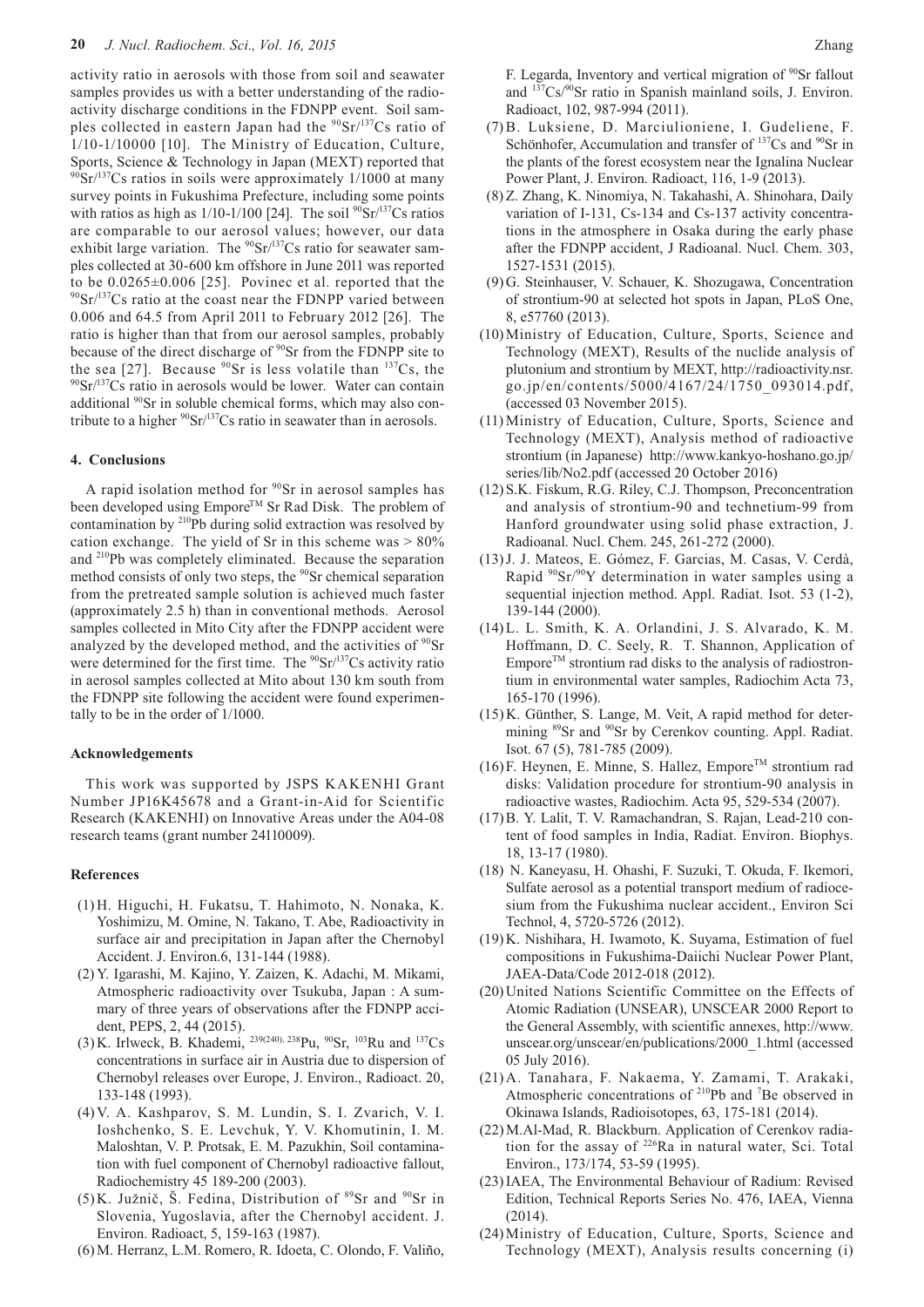activity ratio in aerosols with those from soil and seawater samples provides us with a better understanding of the radioactivity discharge conditions in the FDNPP event. Soil samples collected in eastern Japan had the $^{90}$Sr/$^{137}$Cs ratio of 1/10-1/10000 [10]. The Ministry of Education, Culture, Sports, Science & Technology in Japan (MEXT) reported that $^{90}$Sr/$^{137}$Cs ratios in soils were approximately 1/1000 at many survey points in Fukushima Prefecture, including some points with ratios as high as 1/10-1/100 [24]. The soil $^{90}$Sr/$^{137}$Cs ratios are comparable to our aerosol values; however, our data exhibit large variation. The $^{90}$Sr/$^{137}$Cs ratio for seawater samples collected at 30-600 km offshore in June 2011 was reported to be 0.0265±0.006 [25]. Povinec et al. reported that the $^{90}$Sr/$^{137}$Cs ratio at the coast near the FDNPP varied between 0.006 and 64.5 from April 2011 to February 2012 [26]. The ratio is higher than that from our aerosol samples, probably because of the direct discharge of $^{90}$Sr from the FDNPP site to the sea [27]. Because $^{90}$Sr is less volatile than $^{137}$Cs, the $^{90}$Sr/$^{137}$Cs ratio in aerosols would be lower. Water can contain additional $^{90}$Sr in soluble chemical forms, which may also contribute to a higher $^{90}$Sr/$^{137}$Cs ratio in seawater than in aerosols.

## 4. Conclusions

A rapid isolation method for $^{90}$Sr in aerosol samples has been developed using Empore$^{TM}$ Sr Rad Disk. The problem of contamination by $^{210}$Pb during solid extraction was resolved by cation exchange. The yield of Sr in this scheme was > 80% and $^{210}$Pb was completely eliminated. Because the separation method consists of only two steps, the $^{90}$Sr chemical separation from the pretreated sample solution is achieved much faster (approximately 2.5 h) than in conventional methods. Aerosol samples collected in Mito City after the FDNPP accident were analyzed by the developed method, and the activities of $^{90}$Sr were determined for the first time. The $^{90}$Sr/$^{137}$Cs activity ratio in aerosol samples collected at Mito about 130 km south from the FDNPP site following the accident were found experimentally to be in the order of 1/1000.

## Acknowledgements

This work was supported by JSPS KAKENHI Grant Number JP16K45678 and a Grant-in-Aid for Scientific Research (KAKENHI) on Innovative Areas under the A04-08 research teams (grant number 24110009).

## References

(1) H. Higuchi, H. Fukatsu, T. Hahimoto, N. Nonaka, K. Yoshimizu, M. Omine, N. Takano, T. Abe, Radioactivity in surface air and precipitation in Japan after the Chernobyl Accident. J. Environ.6, 131-144 (1988).

(2) Y. Igarashi, M. Kajino, Y. Zaizen, K. Adachi, M. Mikami, Atmospheric radioactivity over Tsukuba, Japan : A summary of three years of observations after the FDNPP accident, PEPS, 2, 44 (2015).

(3) K. Irlweck, B. Khademi, $^{239(240),\,238}$Pu, $^{90}$Sr, $^{103}$Ru and $^{137}$Cs concentrations in surface air in Austria due to dispersion of Chernobyl releases over Europe, J. Environ., Radioact. 20, 133-148 (1993).

(4) V. A. Kashparov, S. M. Lundin, S. I. Zvarich, V. I. Ioshchenko, S. E. Levchuk, Y. V. Khomutinin, I. M. Maloshtan, V. P. Protsak, E. M. Pazukhin, Soil contamination with fuel component of Chernobyl radioactive fallout, Radiochemistry 45 189-200 (2003).

(5) K. Južnič, Š. Fedina, Distribution of $^{89}$Sr and $^{90}$Sr in Slovenia, Yugoslavia, after the Chernobyl accident. J. Environ. Radioact, 5, 159-163 (1987).

(6) M. Herranz, L.M. Romero, R. Idoeta, C. Olondo, F. Valiño, F. Legarda, Inventory and vertical migration of $^{90}$Sr fallout and $^{137}$Cs/$^{90}$Sr ratio in Spanish mainland soils, J. Environ. Radioact, 102, 987-994 (2011).

(7) B. Luksiene, D. Marciulioniene, I. Gudeliene, F. Schönhofer, Accumulation and transfer of $^{137}$Cs and $^{90}$Sr in the plants of the forest ecosystem near the Ignalina Nuclear Power Plant, J. Environ. Radioact, 116, 1-9 (2013).

(8) Z. Zhang, K. Ninomiya, N. Takahashi, A. Shinohara, Daily variation of I-131, Cs-134 and Cs-137 activity concentrations in the atmosphere in Osaka during the early phase after the FDNPP accident, J Radioanal. Nucl. Chem. 303, 1527-1531 (2015).

(9) G. Steinhauser, V. Schauer, K. Shozugawa, Concentration of strontium-90 at selected hot spots in Japan, PLoS One, 8, e57760 (2013).

(10) Ministry of Education, Culture, Sports, Science and Technology (MEXT), Results of the nuclide analysis of plutonium and strontium by MEXT, http://radioactivity.nsr.go.jp/en/contents/5000/4167/24/1750_093014.pdf, (accessed 03 November 2015).

(11) Ministry of Education, Culture, Sports, Science and Technology (MEXT), Analysis method of radioactive strontium (in Japanese) http://www.kankyo-hoshano.go.jp/series/lib/No2.pdf (accessed 20 October 2016)

(12) S.K. Fiskum, R.G. Riley, C.J. Thompson, Preconcentration and analysis of strontium-90 and technetium-99 from Hanford groundwater using solid phase extraction, J. Radioanal. Nucl. Chem. 245, 261-272 (2000).

(13) J. J. Mateos, E. Gómez, F. Garcias, M. Casas, V. Cerdà, Rapid $^{90}$Sr/$^{90}$Y determination in water samples using a sequential injection method. Appl. Radiat. Isot. 53 (1-2), 139-144 (2000).

(14) L. L. Smith, K. A. Orlandini, J. S. Alvarado, K. M. Hoffmann, D. C. Seely, R. T. Shannon, Application of Empore$^{TM}$ strontium rad disks to the analysis of radiostrontium in environmental water samples, Radiochim Acta 73, 165-170 (1996).

(15) K. Günther, S. Lange, M. Veit, A rapid method for determining $^{89}$Sr and $^{90}$Sr by Cerenkov counting. Appl. Radiat. Isot. 67 (5), 781-785 (2009).

(16) F. Heynen, E. Minne, S. Hallez, Empore$^{TM}$ strontium rad disks: Validation procedure for strontium-90 analysis in radioactive wastes, Radiochim. Acta 95, 529-534 (2007).

(17) B. Y. Lalit, T. V. Ramachandran, S. Rajan, Lead-210 content of food samples in India, Radiat. Environ. Biophys. 18, 13-17 (1980).

(18) N. Kaneyasu, H. Ohashi, F. Suzuki, T. Okuda, F. Ikemori, Sulfate aerosol as a potential transport medium of radiocesium from the Fukushima nuclear accident., Environ Sci Technol, 4, 5720-5726 (2012).

(19) K. Nishihara, H. Iwamoto, K. Suyama, Estimation of fuel compositions in Fukushima-Daiichi Nuclear Power Plant, JAEA-Data/Code 2012-018 (2012).

(20) United Nations Scientific Committee on the Effects of Atomic Radiation (UNSEAR), UNSCEAR 2000 Report to the General Assembly, with scientific annexes, http://www.unscear.org/unscear/en/publications/2000_1.html (accessed 05 July 2016).

(21) A. Tanahara, F. Nakaema, Y. Zamami, T. Arakaki, Atmospheric concentrations of $^{210}$Pb and $^{7}$Be observed in Okinawa Islands, Radioisotopes, 63, 175-181 (2014).

(22) M.Al-Mad, R. Blackburn. Application of Cerenkov radiation for the assay of $^{226}$Ra in natural water, Sci. Total Environ., 173/174, 53-59 (1995).

(23) IAEA, The Environmental Behaviour of Radium: Revised Edition, Technical Reports Series No. 476, IAEA, Vienna (2014).

(24) Ministry of Education, Culture, Sports, Science and Technology (MEXT), Analysis results concerning (i)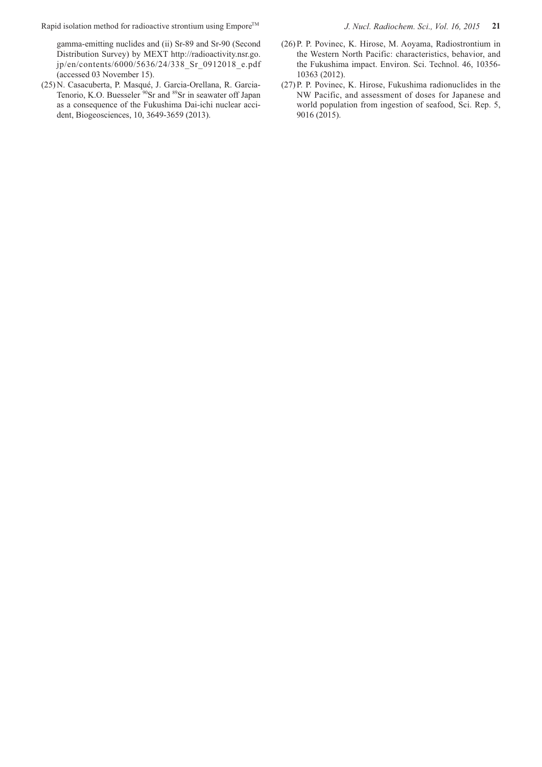gamma-emitting nuclides and (ii) Sr-89 and Sr-90 (Second Distribution Survey) by MEXT http://radioactivity.nsr.go.jp/en/contents/6000/5636/24/338_Sr_0912018_e.pdf (accessed 03 November 15).

(25) N. Casacuberta, P. Masqué, J. Garcia-Orellana, R. Garcia-Tenorio, K.O. Buesseler $^{90}$Sr and $^{89}$Sr in seawater off Japan as a consequence of the Fukushima Dai-ichi nuclear accident, Biogeosciences, 10, 3649-3659 (2013).

(26) P. P. Povinec, K. Hirose, M. Aoyama, Radiostrontium in the Western North Pacific: characteristics, behavior, and the Fukushima impact. Environ. Sci. Technol. 46, 10356-10363 (2012).

(27) P. P. Povinec, K. Hirose, Fukushima radionuclides in the NW Pacific, and assessment of doses for Japanese and world population from ingestion of seafood, Sci. Rep. 5, 9016 (2015).